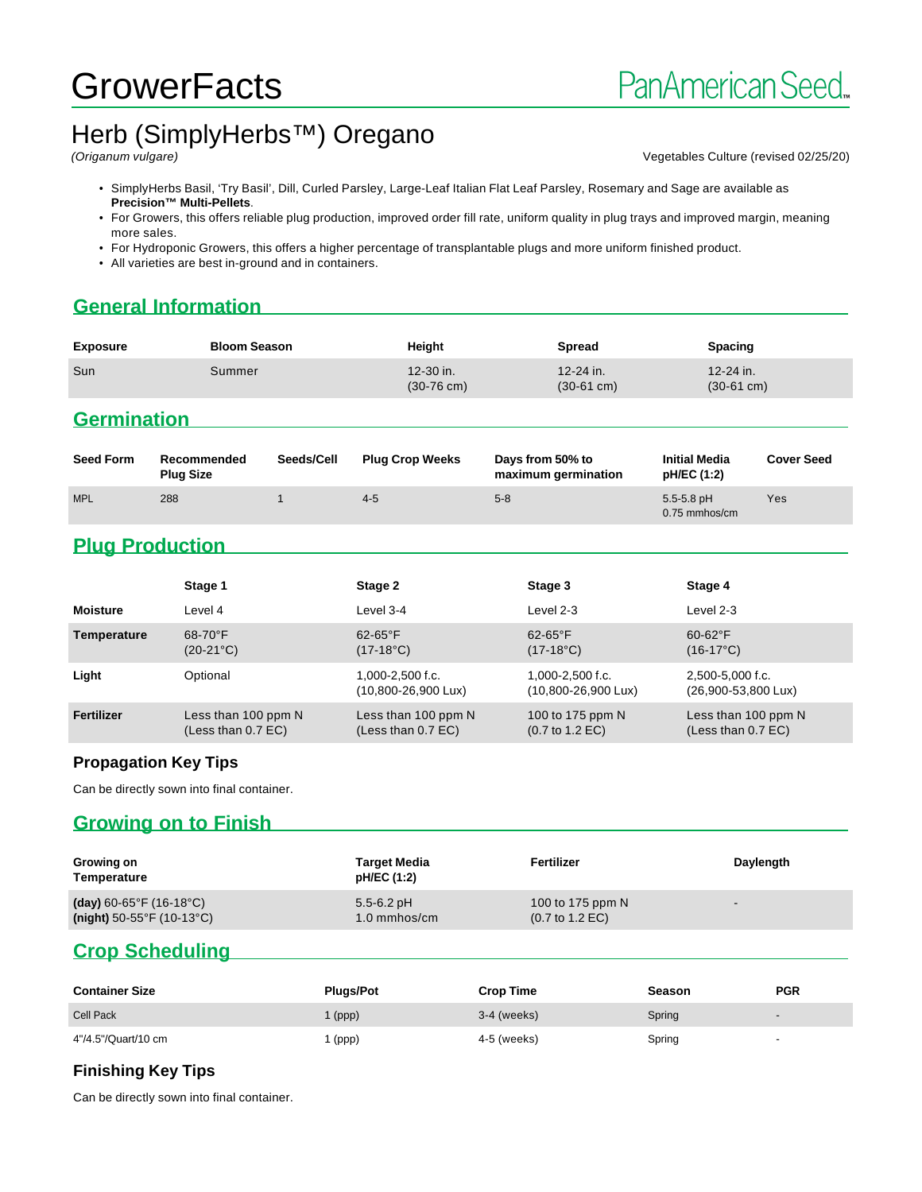# GrowerFacts

PanAmerican Seed™

## Herb (SimplyHerbs™) Oregano

*(Origanum vulgare)*

Vegetables Culture (revised 02/25/20)

- SimplyHerbs Basil, 'Try Basil', Dill, Curled Parsley, Large-Leaf Italian Flat Leaf Parsley, Rosemary and Sage are available as **Precision™ Multi-Pellets**.
- For Growers, this offers reliable plug production, improved order fill rate, uniform quality in plug trays and improved margin, meaning more sales.
- For Hydroponic Growers, this offers a higher percentage of transplantable plugs and more uniform finished product.
- All varieties are best in-ground and in containers.

## General Information

| Exposure | Bloom Season | Height | Spread | Spacing |
|---|---|---|---|---|
| Sun | Summer | 12-30 in. (30-76 cm) | 12-24 in. (30-61 cm) | 12-24 in. (30-61 cm) |

## Germination

| Seed Form | Recommended Plug Size | Seeds/Cell | Plug Crop Weeks | Days from 50% to maximum germination | Initial Media pH/EC (1:2) | Cover Seed |
|---|---|---|---|---|---|---|
| MPL | 288 | 1 | 4-5 | 5-8 | 5.5-5.8 pH 0.75 mmhos/cm | Yes |

## Plug Production

| | Stage 1 | Stage 2 | Stage 3 | Stage 4 |
|---|---|---|---|---|
| **Moisture** | Level 4 | Level 3-4 | Level 2-3 | Level 2-3 |
| **Temperature** | 68-70°F (20-21°C) | 62-65°F (17-18°C) | 62-65°F (17-18°C) | 60-62°F (16-17°C) |
| **Light** | Optional | 1,000-2,500 f.c. (10,800-26,900 Lux) | 1,000-2,500 f.c. (10,800-26,900 Lux) | 2,500-5,000 f.c. (26,900-53,800 Lux) |
| **Fertilizer** | Less than 100 ppm N (Less than 0.7 EC) | Less than 100 ppm N (Less than 0.7 EC) | 100 to 175 ppm N (0.7 to 1.2 EC) | Less than 100 ppm N (Less than 0.7 EC) |

### Propagation Key Tips

Can be directly sown into final container.

## Growing on to Finish

| Growing on Temperature | Target Media pH/EC (1:2) | Fertilizer | Daylength |
|---|---|---|---|
| **(day)** 60-65°F (16-18°C) **(night)** 50-55°F (10-13°C) | 5.5-6.2 pH 1.0 mmhos/cm | 100 to 175 ppm N (0.7 to 1.2 EC) | - |

## Crop Scheduling

| Container Size | Plugs/Pot | Crop Time | Season | PGR |
|---|---|---|---|---|
| Cell Pack | 1 (ppp) | 3-4 (weeks) | Spring | - |
| 4"/4.5"/Quart/10 cm | 1 (ppp) | 4-5 (weeks) | Spring | - |

### Finishing Key Tips

Can be directly sown into final container.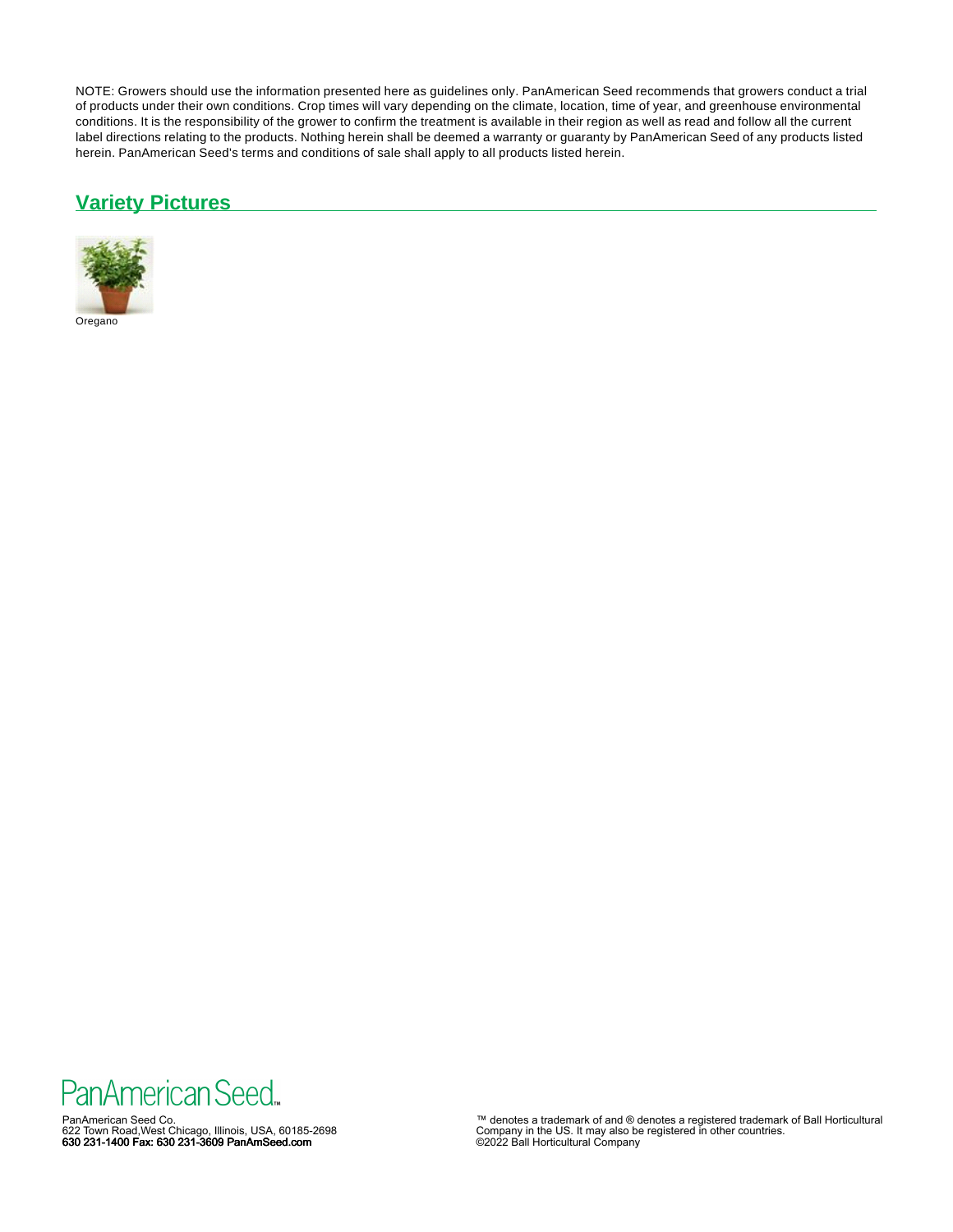NOTE: Growers should use the information presented here as guidelines only. PanAmerican Seed recommends that growers conduct a trial of products under their own conditions. Crop times will vary depending on the climate, location, time of year, and greenhouse environmental conditions. It is the responsibility of the grower to confirm the treatment is available in their region as well as read and follow all the current label directions relating to the products. Nothing herein shall be deemed a warranty or guaranty by PanAmerican Seed of any products listed herein. PanAmerican Seed's terms and conditions of sale shall apply to all products listed herein.

## Variety Pictures

Oregano

PanAmerican Seed.

PanAmerican Seed Co.
622 Town Road,West Chicago, Illinois, USA, 60185-2698
**630 231-1400 Fax: 630 231-3609 PanAmSeed.com**

™ denotes a trademark of and ® denotes a registered trademark of Ball Horticultural Company in the US. It may also be registered in other countries.
©2022 Ball Horticultural Company